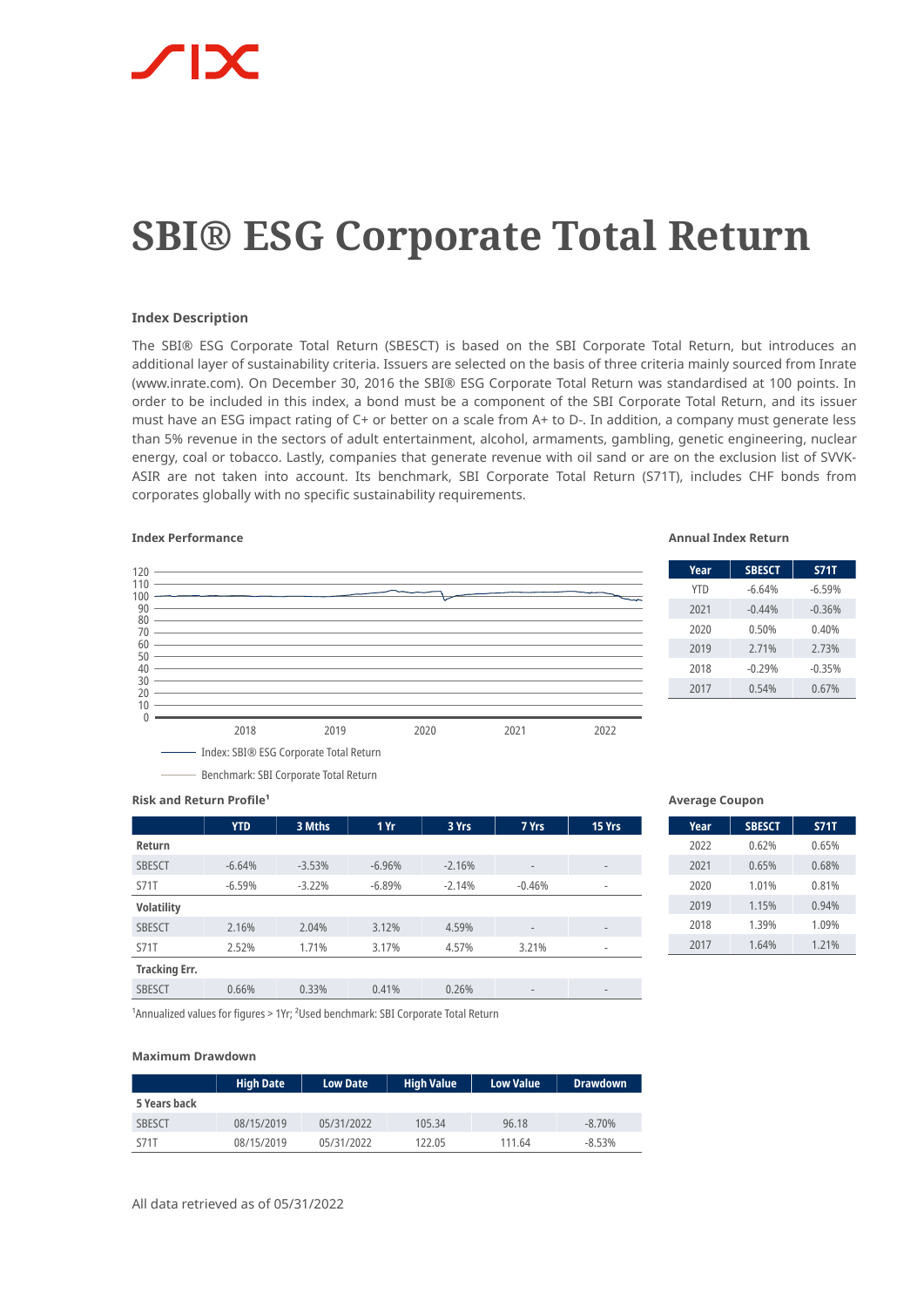# SBI® ESG Corporate Total Return

### Index Description

The SBI® ESG Corporate Total Return (SBESCT) is based on the SBI Corporate Total Return, but introduces an additional layer of sustainability criteria. Issuers are selected on the basis of three criteria mainly sourced from Inrate (www.inrate.com). On December 30, 2016 the SBI® ESG Corporate Total Return was standardised at 100 points. In order to be included in this index, a bond must be a component of the SBI Corporate Total Return, and its issuer must have an ESG impact rating of C+ or better on a scale from A+ to D-. In addition, a company must generate less than 5% revenue in the sectors of adult entertainment, alcohol, armaments, gambling, genetic engineering, nuclear energy, coal or tobacco. Lastly, companies that generate revenue with oil sand or are on the exclusion list of SVVK-ASIR are not taken into account. Its benchmark, SBI Corporate Total Return (S71T), includes CHF bonds from corporates globally with no specific sustainability requirements.

### Index Performance

Index: SBI® ESG Corporate Total Return

Benchmark: SBI Corporate Total Return

### Annual Index Return

| Year | SBESCT | S71T |
|---|---|---|
| YTD | -6.64% | -6.59% |
| 2021 | -0.44% | -0.36% |
| 2020 | 0.50% | 0.40% |
| 2019 | 2.71% | 2.73% |
| 2018 | -0.29% | -0.35% |
| 2017 | 0.54% | 0.67% |

### Risk and Return Profile[1]

| | YTD | 3 Mths | 1 Yr | 3 Yrs | 7 Yrs | 15 Yrs |
|---|---|---|---|---|---|---|
| **Return** | | | | | | |
| SBESCT | -6.64% | -3.53% | -6.96% | -2.16% | - | - |
| S71T | -6.59% | -3.22% | -6.89% | -2.14% | -0.46% | - |
| **Volatility** | | | | | | |
| SBESCT | 2.16% | 2.04% | 3.12% | 4.59% | - | - |
| S71T | 2.52% | 1.71% | 3.17% | 4.57% | 3.21% | - |
| **Tracking Err.** | | | | | | |
| SBESCT | 0.66% | 0.33% | 0.41% | 0.26% | - | - |

[1]Annualized values for figures > 1Yr; [2]Used benchmark: SBI Corporate Total Return

### Average Coupon

| Year | SBESCT | S71T |
|---|---|---|
| 2022 | 0.62% | 0.65% |
| 2021 | 0.65% | 0.68% |
| 2020 | 1.01% | 0.81% |
| 2019 | 1.15% | 0.94% |
| 2018 | 1.39% | 1.09% |
| 2017 | 1.64% | 1.21% |

### Maximum Drawdown

| | High Date | Low Date | High Value | Low Value | Drawdown |
|---|---|---|---|---|---|
| **5 Years back** | | | | | |
| SBESCT | 08/15/2019 | 05/31/2022 | 105.34 | 96.18 | -8.70% |
| S71T | 08/15/2019 | 05/31/2022 | 122.05 | 111.64 | -8.53% |

All data retrieved as of 05/31/2022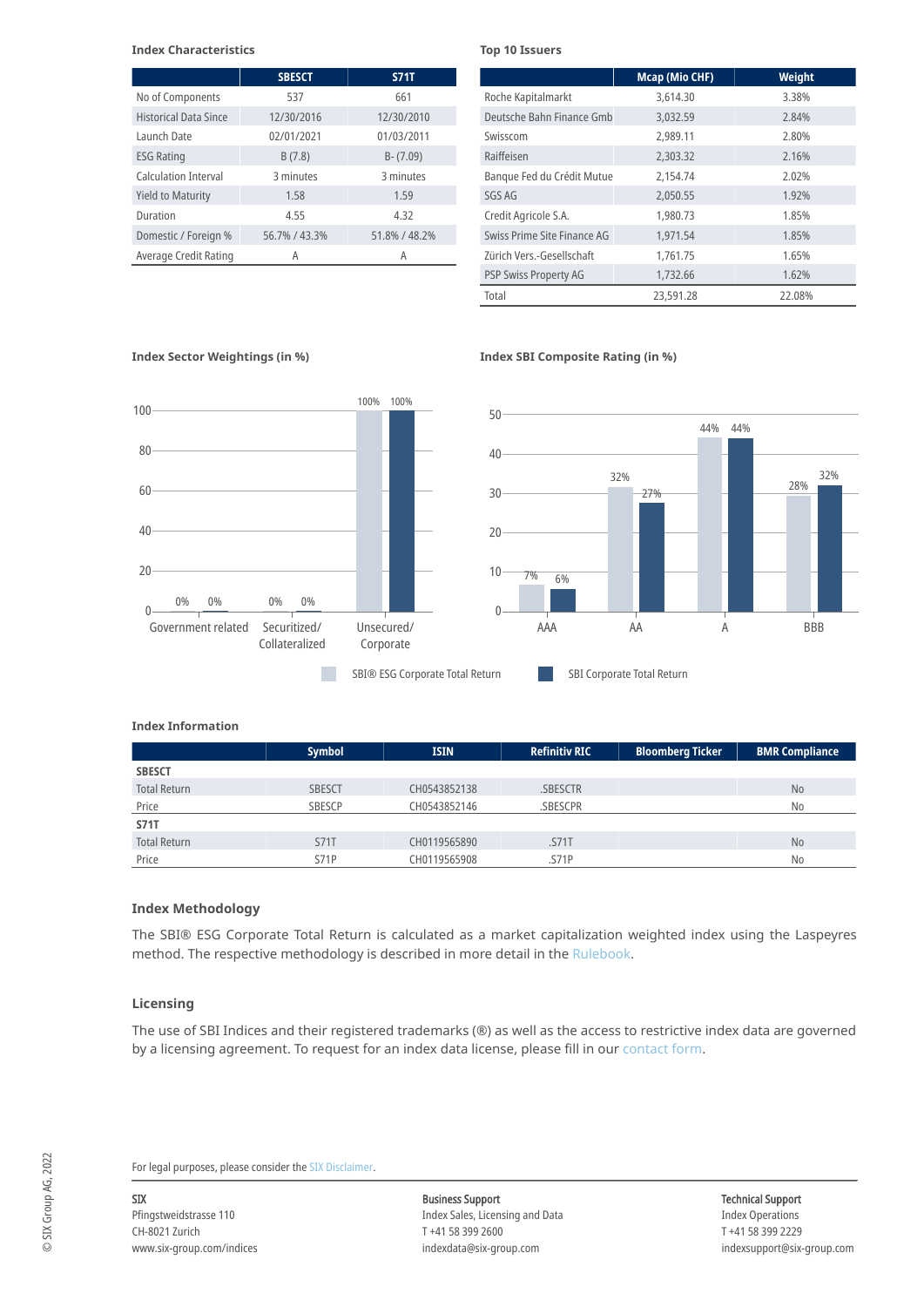### Index Characteristics

| | SBESCT | S71T |
|---|---|---|
| No of Components | 537 | 661 |
| Historical Data Since | 12/30/2016 | 12/30/2010 |
| Launch Date | 02/01/2021 | 01/03/2011 |
| ESG Rating | B (7.8) | B- (7.09) |
| Calculation Interval | 3 minutes | 3 minutes |
| Yield to Maturity | 1.58 | 1.59 |
| Duration | 4.55 | 4.32 |
| Domestic / Foreign % | 56.7% / 43.3% | 51.8% / 48.2% |
| Average Credit Rating | A | A |

### Top 10 Issuers

| | Mcap (Mio CHF) | Weight |
|---|---|---|
| Roche Kapitalmarkt | 3,614.30 | 3.38% |
| Deutsche Bahn Finance Gmb | 3,032.59 | 2.84% |
| Swisscom | 2,989.11 | 2.80% |
| Raiffeisen | 2,303.32 | 2.16% |
| Banque Fed du Crédit Mutue | 2,154.74 | 2.02% |
| SGS AG | 2,050.55 | 1.92% |
| Credit Agricole S.A. | 1,980.73 | 1.85% |
| Swiss Prime Site Finance AG | 1,971.54 | 1.85% |
| Zürich Vers.-Gesellschaft | 1,761.75 | 1.65% |
| PSP Swiss Property AG | 1,732.66 | 1.62% |
| Total | 23,591.28 | 22.08% |

### Index Sector Weightings (in %)

100
80
60
40
20
0

Government related: 0% 0%
Securitized/ Collateralized: 0% 0%
Unsecured/ Corporate: 100% 100%

### Index SBI Composite Rating (in %)

50
40
30
20
10
0

AAA: 7% 6%
AA: 32% 27%
A: 44% 44%
BBB: 28% 32%

SBI® ESG Corporate Total Return
SBI Corporate Total Return

### Index Information

| | Symbol | ISIN | Refinitiv RIC | Bloomberg Ticker | BMR Compliance |
|---|---|---|---|---|---|
| **SBESCT** | | | | | |
| Total Return | SBESCT | CH0543852138 | .SBESCTR | | No |
| Price | SBESCP | CH0543852146 | .SBESCPR | | No |
| **S71T** | | | | | |
| Total Return | S71T | CH0119565890 | .S71T | | No |
| Price | S71P | CH0119565908 | .S71P | | No |

### Index Methodology

The SBI® ESG Corporate Total Return is calculated as a market capitalization weighted index using the Laspeyres method. The respective methodology is described in more detail in the Rulebook.

### Licensing

The use of SBI Indices and their registered trademarks (®) as well as the access to restrictive index data are governed by a licensing agreement. To request for an index data license, please fill in our contact form.

For legal purposes, please consider the SIX Disclaimer.

**SIX**
Pfingstweidstrasse 110
CH-8021 Zurich
www.six-group.com/indices

**Business Support**
Index Sales, Licensing and Data
T +41 58 399 2600
indexdata@six-group.com

**Technical Support**
Index Operations
T +41 58 399 2229
indexsupport@six-group.com

© SIX Group AG, 2022